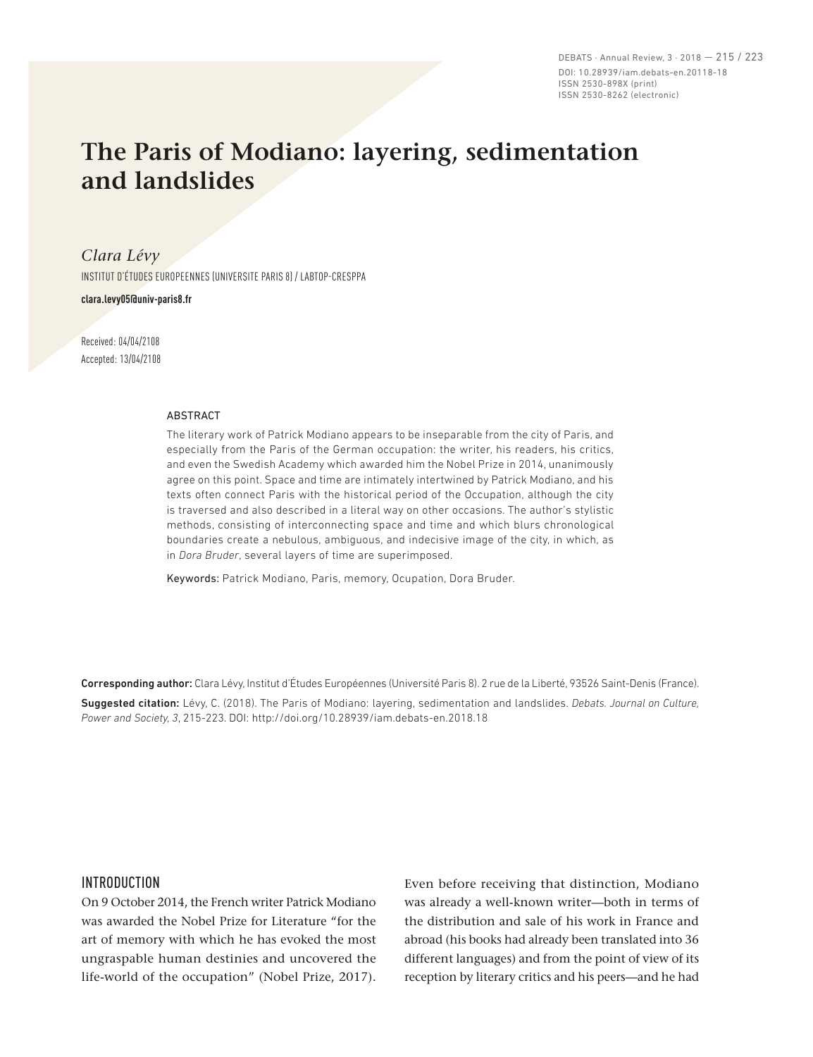# The Paris of Modiano: layering, sedimentation and landslides

*Clara Lévy*

INSTITUT D'ÉTUDES EUROPEENNES (UNIVERSITE PARIS 8) / LABTOP-CRESPPA

**clara.levy05@univ-paris8.fr**

Received: 04/04/2108
Accepted: 13/04/2108

## ABSTRACT

The literary work of Patrick Modiano appears to be inseparable from the city of Paris, and especially from the Paris of the German occupation: the writer, his readers, his critics, and even the Swedish Academy which awarded him the Nobel Prize in 2014, unanimously agree on this point. Space and time are intimately intertwined by Patrick Modiano, and his texts often connect Paris with the historical period of the Occupation, although the city is traversed and also described in a literal way on other occasions. The author's stylistic methods, consisting of interconnecting space and time and which blurs chronological boundaries create a nebulous, ambiguous, and indecisive image of the city, in which, as in *Dora Bruder*, several layers of time are superimposed.

Keywords: Patrick Modiano, Paris, memory, Ocupation, Dora Bruder.

**Corresponding author:** Clara Lévy, Institut d'Études Européennes (Université Paris 8). 2 rue de la Liberté, 93526 Saint-Denis (France).

**Suggested citation:** Lévy, C. (2018). The Paris of Modiano: layering, sedimentation and landslides. *Debats. Journal on Culture, Power and Society, 3*, 215-223. DOI: http://doi.org/10.28939/iam.debats-en.2018.18

## INTRODUCTION

On 9 October 2014, the French writer Patrick Modiano was awarded the Nobel Prize for Literature "for the art of memory with which he has evoked the most ungraspable human destinies and uncovered the life-world of the occupation" (Nobel Prize, 2017). Even before receiving that distinction, Modiano was already a well-known writer—both in terms of the distribution and sale of his work in France and abroad (his books had already been translated into 36 different languages) and from the point of view of its reception by literary critics and his peers—and he had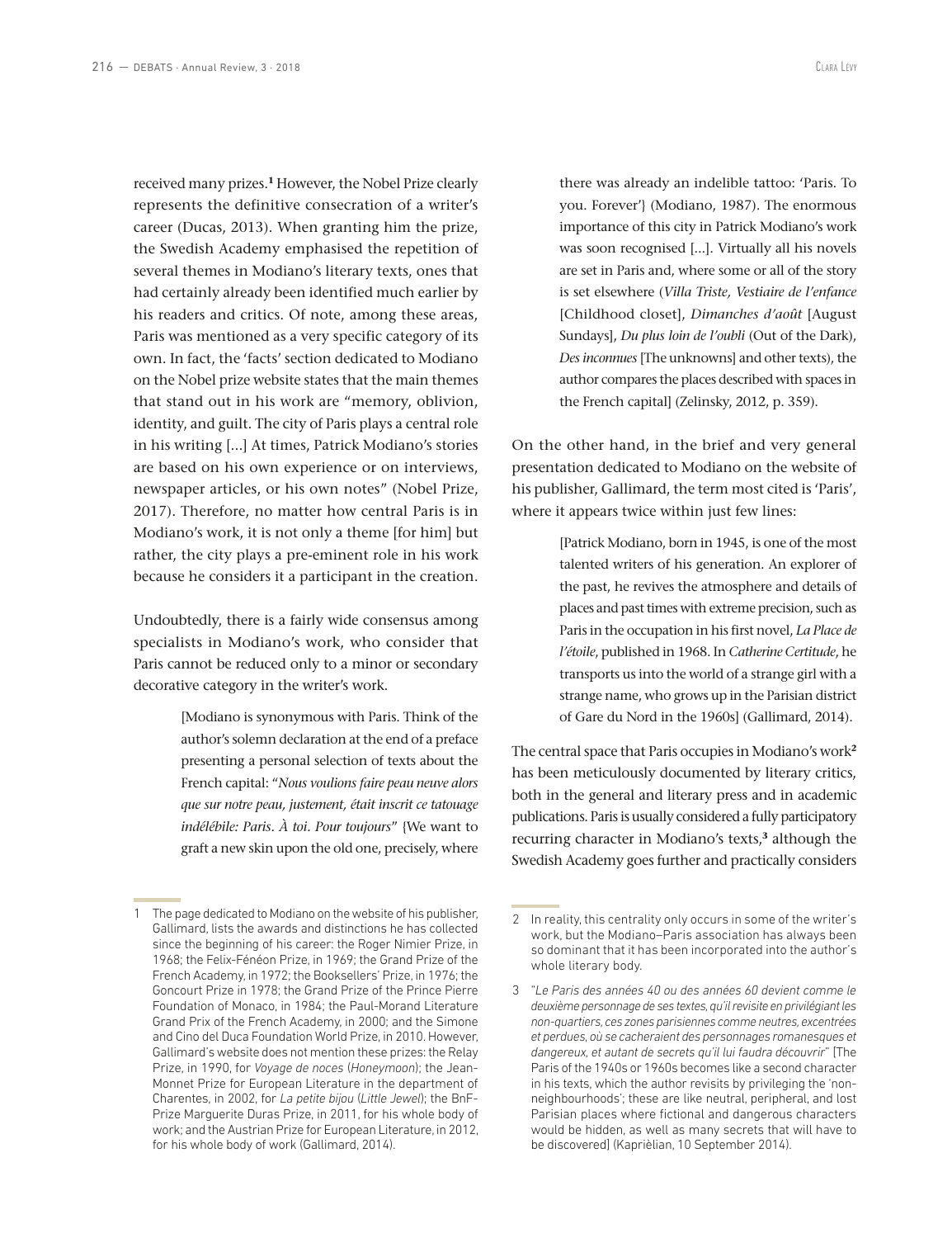received many prizes.[1] However, the Nobel Prize clearly represents the definitive consecration of a writer's career (Ducas, 2013). When granting him the prize, the Swedish Academy emphasised the repetition of several themes in Modiano's literary texts, ones that had certainly already been identified much earlier by his readers and critics. Of note, among these areas, Paris was mentioned as a very specific category of its own. In fact, the 'facts' section dedicated to Modiano on the Nobel prize website states that the main themes that stand out in his work are "memory, oblivion, identity, and guilt. The city of Paris plays a central role in his writing [...] At times, Patrick Modiano's stories are based on his own experience or on interviews, newspaper articles, or his own notes" (Nobel Prize, 2017). Therefore, no matter how central Paris is in Modiano's work, it is not only a theme [for him] but rather, the city plays a pre-eminent role in his work because he considers it a participant in the creation.

Undoubtedly, there is a fairly wide consensus among specialists in Modiano's work, who consider that Paris cannot be reduced only to a minor or secondary decorative category in the writer's work.

> [Modiano is synonymous with Paris. Think of the author's solemn declaration at the end of a preface presenting a personal selection of texts about the French capital: "*Nous voulions faire peau neuve alors que sur notre peau, justement, était inscrit ce tatouage indélébile: Paris. À toi. Pour toujours*" {We want to graft a new skin upon the old one, precisely, where there was already an indelible tattoo: 'Paris. To you. Forever'} (Modiano, 1987). The enormous importance of this city in Patrick Modiano's work was soon recognised [...]. Virtually all his novels are set in Paris and, where some or all of the story is set elsewhere (*Villa Triste, Vestiaire de l'enfance* [Childhood closet], *Dimanches d'août* [August Sundays], *Du plus loin de l'oubli* (Out of the Dark), *Des inconnues* [The unknowns] and other texts), the author compares the places described with spaces in the French capital] (Zelinsky, 2012, p. 359).

On the other hand, in the brief and very general presentation dedicated to Modiano on the website of his publisher, Gallimard, the term most cited is 'Paris', where it appears twice within just few lines:

> [Patrick Modiano, born in 1945, is one of the most talented writers of his generation. An explorer of the past, he revives the atmosphere and details of places and past times with extreme precision, such as Paris in the occupation in his first novel, *La Place de l'étoile*, published in 1968. In *Catherine Certitude*, he transports us into the world of a strange girl with a strange name, who grows up in the Parisian district of Gare du Nord in the 1960s] (Gallimard, 2014).

The central space that Paris occupies in Modiano's work[2] has been meticulously documented by literary critics, both in the general and literary press and in academic publications. Paris is usually considered a fully participatory recurring character in Modiano's texts,[3] although the Swedish Academy goes further and practically considers

---

1 The page dedicated to Modiano on the website of his publisher, Gallimard, lists the awards and distinctions he has collected since the beginning of his career: the Roger Nimier Prize, in 1968; the Felix-Fénéon Prize, in 1969; the Grand Prize of the French Academy, in 1972; the Booksellers' Prize, in 1976; the Goncourt Prize in 1978; the Grand Prize of the Prince Pierre Foundation of Monaco, in 1984; the Paul-Morand Literature Grand Prix of the French Academy, in 2000; and the Simone and Cino del Duca Foundation World Prize, in 2010. However, Gallimard's website does not mention these prizes: the Relay Prize, in 1990, for *Voyage de noces* (*Honeymoon*); the Jean-Monnet Prize for European Literature in the department of Charentes, in 2002, for *La petite bijou* (*Little Jewel*); the BnF-Prize Marguerite Duras Prize, in 2011, for his whole body of work; and the Austrian Prize for European Literature, in 2012, for his whole body of work (Gallimard, 2014).

2 In reality, this centrality only occurs in some of the writer's work, but the Modiano–Paris association has always been so dominant that it has been incorporated into the author's whole literary body.

3 "*Le Paris des années 40 ou des années 60 devient comme le deuxième personnage de ses textes, qu'il revisite en privilégiant les non-quartiers, ces zones parisiennes comme neutres, excentrées et perdues, où se cacheraient des personnages romanesques et dangereux, et autant de secrets qu'il lui faudra découvrir*" [The Paris of the 1940s or 1960s becomes like a second character in his texts, which the author revisits by privileging the 'non-neighbourhoods'; these are like neutral, peripheral, and lost Parisian places where fictional and dangerous characters would be hidden, as well as many secrets that will have to be discovered] (Kaprièlian, 10 September 2014).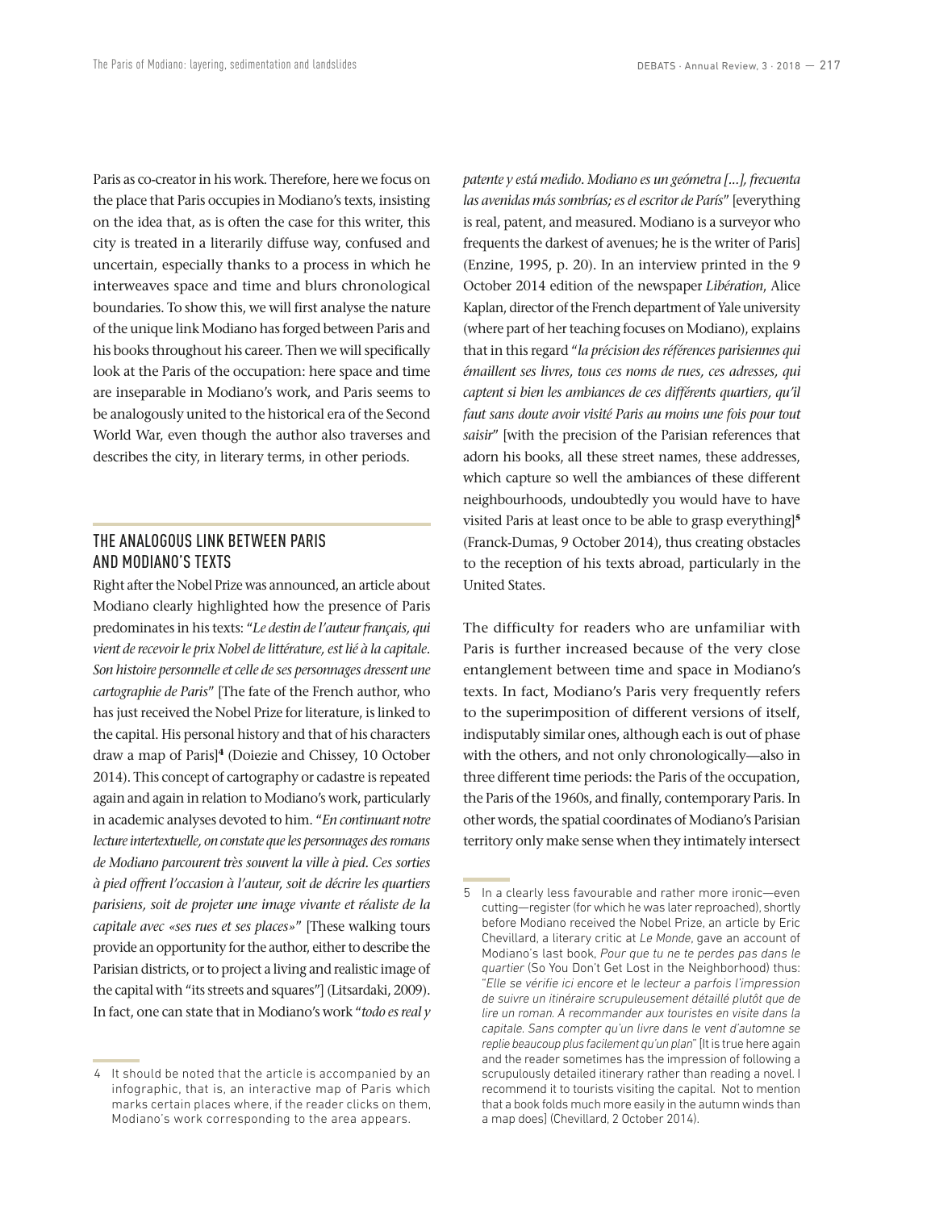Paris as co-creator in his work. Therefore, here we focus on the place that Paris occupies in Modiano's texts, insisting on the idea that, as is often the case for this writer, this city is treated in a literarily diffuse way, confused and uncertain, especially thanks to a process in which he interweaves space and time and blurs chronological boundaries. To show this, we will first analyse the nature of the unique link Modiano has forged between Paris and his books throughout his career. Then we will specifically look at the Paris of the occupation: here space and time are inseparable in Modiano's work, and Paris seems to be analogously united to the historical era of the Second World War, even though the author also traverses and describes the city, in literary terms, in other periods.

## THE ANALOGOUS LINK BETWEEN PARIS AND MODIANO'S TEXTS

Right after the Nobel Prize was announced, an article about Modiano clearly highlighted how the presence of Paris predominates in his texts: "*Le destin de l'auteur français, qui vient de recevoir le prix Nobel de littérature, est lié à la capitale. Son histoire personnelle et celle de ses personnages dressent une cartographie de Paris*" [The fate of the French author, who has just received the Nobel Prize for literature, is linked to the capital. His personal history and that of his characters draw a map of Paris][4] (Doiezie and Chissey, 10 October 2014). This concept of cartography or cadastre is repeated again and again in relation to Modiano's work, particularly in academic analyses devoted to him. "*En continuant notre lecture intertextuelle, on constate que les personnages des romans de Modiano parcourent très souvent la ville à pied. Ces sorties à pied offrent l'occasion à l'auteur, soit de décrire les quartiers parisiens, soit de projeter une image vivante et réaliste de la capitale avec «ses rues et ses places»*" [These walking tours provide an opportunity for the author, either to describe the Parisian districts, or to project a living and realistic image of the capital with "its streets and squares"] (Litsardaki, 2009). In fact, one can state that in Modiano's work "*todo es real y patente y está medido. Modiano es un geómetra [...], frecuenta las avenidas más sombrías; es el escritor de París*" [everything is real, patent, and measured. Modiano is a surveyor who frequents the darkest of avenues; he is the writer of Paris] (Enzine, 1995, p. 20). In an interview printed in the 9 October 2014 edition of the newspaper *Libération*, Alice Kaplan, director of the French department of Yale university (where part of her teaching focuses on Modiano), explains that in this regard "*la précision des références parisiennes qui émaillent ses livres, tous ces noms de rues, ces adresses, qui captent si bien les ambiances de ces différents quartiers, qu'il faut sans doute avoir visité Paris au moins une fois pour tout saisir*" [with the precision of the Parisian references that adorn his books, all these street names, these addresses, which capture so well the ambiances of these different neighbourhoods, undoubtedly you would have to have visited Paris at least once to be able to grasp everything][5] (Franck-Dumas, 9 October 2014), thus creating obstacles to the reception of his texts abroad, particularly in the United States.

The difficulty for readers who are unfamiliar with Paris is further increased because of the very close entanglement between time and space in Modiano's texts. In fact, Modiano's Paris very frequently refers to the superimposition of different versions of itself, indisputably similar ones, although each is out of phase with the others, and not only chronologically—also in three different time periods: the Paris of the occupation, the Paris of the 1960s, and finally, contemporary Paris. In other words, the spatial coordinates of Modiano's Parisian territory only make sense when they intimately intersect

---

4 It should be noted that the article is accompanied by an infographic, that is, an interactive map of Paris which marks certain places where, if the reader clicks on them, Modiano's work corresponding to the area appears.

5 In a clearly less favourable and rather more ironic—even cutting—register (for which he was later reproached), shortly before Modiano received the Nobel Prize, an article by Eric Chevillard, a literary critic at *Le Monde*, gave an account of Modiano's last book, *Pour que tu ne te perdes pas dans le quartier* (So You Don't Get Lost in the Neighborhood) thus: "*Elle se vérifie ici encore et le lecteur a parfois l'impression de suivre un itinéraire scrupuleusement détaillé plutôt que de lire un roman. A recommander aux touristes en visite dans la capitale. Sans compter qu'un livre dans le vent d'automne se replie beaucoup plus facilement qu'un plan*" [It is true here again and the reader sometimes has the impression of following a scrupulously detailed itinerary rather than reading a novel. I recommend it to tourists visiting the capital. Not to mention that a book folds much more easily in the autumn winds than a map does] (Chevillard, 2 October 2014).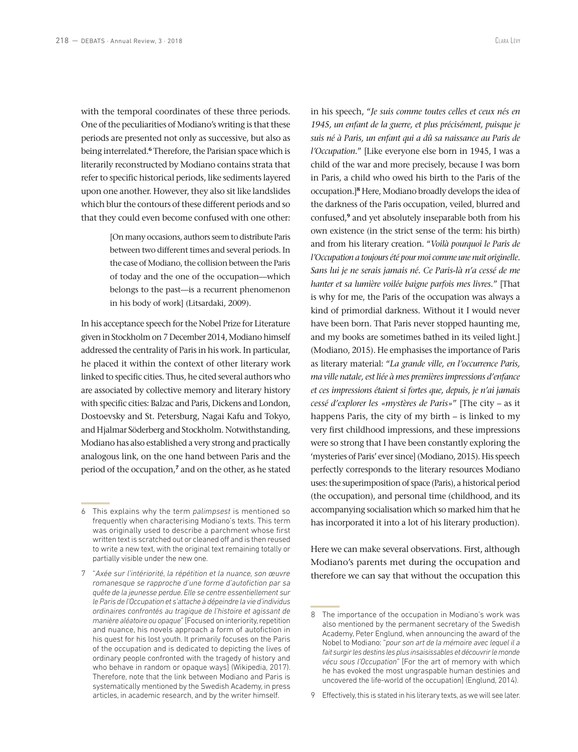with the temporal coordinates of these three periods. One of the peculiarities of Modiano's writing is that these periods are presented not only as successive, but also as being interrelated.[6] Therefore, the Parisian space which is literarily reconstructed by Modiano contains strata that refer to specific historical periods, like sediments layered upon one another. However, they also sit like landslides which blur the contours of these different periods and so that they could even become confused with one other:

> [On many occasions, authors seem to distribute Paris between two different times and several periods. In the case of Modiano, the collision between the Paris of today and the one of the occupation—which belongs to the past—is a recurrent phenomenon in his body of work] (Litsardaki, 2009).

In his acceptance speech for the Nobel Prize for Literature given in Stockholm on 7 December 2014, Modiano himself addressed the centrality of Paris in his work. In particular, he placed it within the context of other literary work linked to specific cities. Thus, he cited several authors who are associated by collective memory and literary history with specific cities: Balzac and Paris, Dickens and London, Dostoevsky and St. Petersburg, Nagai Kafu and Tokyo, and Hjalmar Söderberg and Stockholm. Notwithstanding, Modiano has also established a very strong and practically analogous link, on the one hand between Paris and the period of the occupation,[7] and on the other, as he stated in his speech, "*Je suis comme toutes celles et ceux nés en 1945, un enfant de la guerre, et plus précisément, puisque je suis né à Paris, un enfant qui a dû sa naissance au Paris de l'Occupation.*" [Like everyone else born in 1945, I was a child of the war and more precisely, because I was born in Paris, a child who owed his birth to the Paris of the occupation.][8] Here, Modiano broadly develops the idea of the darkness of the Paris occupation, veiled, blurred and confused,[9] and yet absolutely inseparable both from his own existence (in the strict sense of the term: his birth) and from his literary creation. "*Voilà pourquoi le Paris de l'Occupation a toujours été pour moi comme une nuit originelle. Sans lui je ne serais jamais né. Ce Paris-là n'a cessé de me hanter et sa lumière voilée baigne parfois mes livres.*" [That is why for me, the Paris of the occupation was always a kind of primordial darkness. Without it I would never have been born. That Paris never stopped haunting me, and my books are sometimes bathed in its veiled light.] (Modiano, 2015). He emphasises the importance of Paris as literary material: "*La grande ville, en l'occurrence Paris, ma ville natale, est liée à mes premières impressions d'enfance et ces impressions étaient si fortes que, depuis, je n'ai jamais cessé d'explorer les «mystères de Paris»*" [The city – as it happens Paris, the city of my birth – is linked to my very first childhood impressions, and these impressions were so strong that I have been constantly exploring the 'mysteries of Paris' ever since] (Modiano, 2015). His speech perfectly corresponds to the literary resources Modiano uses: the superimposition of space (Paris), a historical period (the occupation), and personal time (childhood, and its accompanying socialisation which so marked him that he has incorporated it into a lot of his literary production).

Here we can make several observations. First, although Modiano's parents met during the occupation and therefore we can say that without the occupation this

---

6 This explains why the term *palimpsest* is mentioned so frequently when characterising Modiano's texts. This term was originally used to describe a parchment whose first written text is scratched out or cleaned off and is then reused to write a new text, with the original text remaining totally or partially visible under the new one.

7 "*Axée sur l'intériorité, la répétition et la nuance, son œuvre romanesque se rapproche d'une forme d'autofiction par sa quête de la jeunesse perdue. Elle se centre essentiellement sur le Paris de l'Occupation et s'attache à dépeindre la vie d'individus ordinaires confrontés au tragique de l'histoire et agissant de manière aléatoire ou opaque*" [Focused on interiority, repetition and nuance, his novels approach a form of autofiction in his quest for his lost youth. It primarily focuses on the Paris of the occupation and is dedicated to depicting the lives of ordinary people confronted with the tragedy of history and who behave in random or opaque ways] (Wikipedia, 2017). Therefore, note that the link between Modiano and Paris is systematically mentioned by the Swedish Academy, in press articles, in academic research, and by the writer himself.

8 The importance of the occupation in Modiano's work was also mentioned by the permanent secretary of the Swedish Academy, Peter Englund, when announcing the award of the Nobel to Modiano: "*pour son art de la mémoire avec lequel il a fait surgir les destins les plus insaisissables et découvrir le monde vécu sous l'Occupation*" [For the art of memory with which he has evoked the most ungraspable human destinies and uncovered the life-world of the occupation] (Englund, 2014).

9 Effectively, this is stated in his literary texts, as we will see later.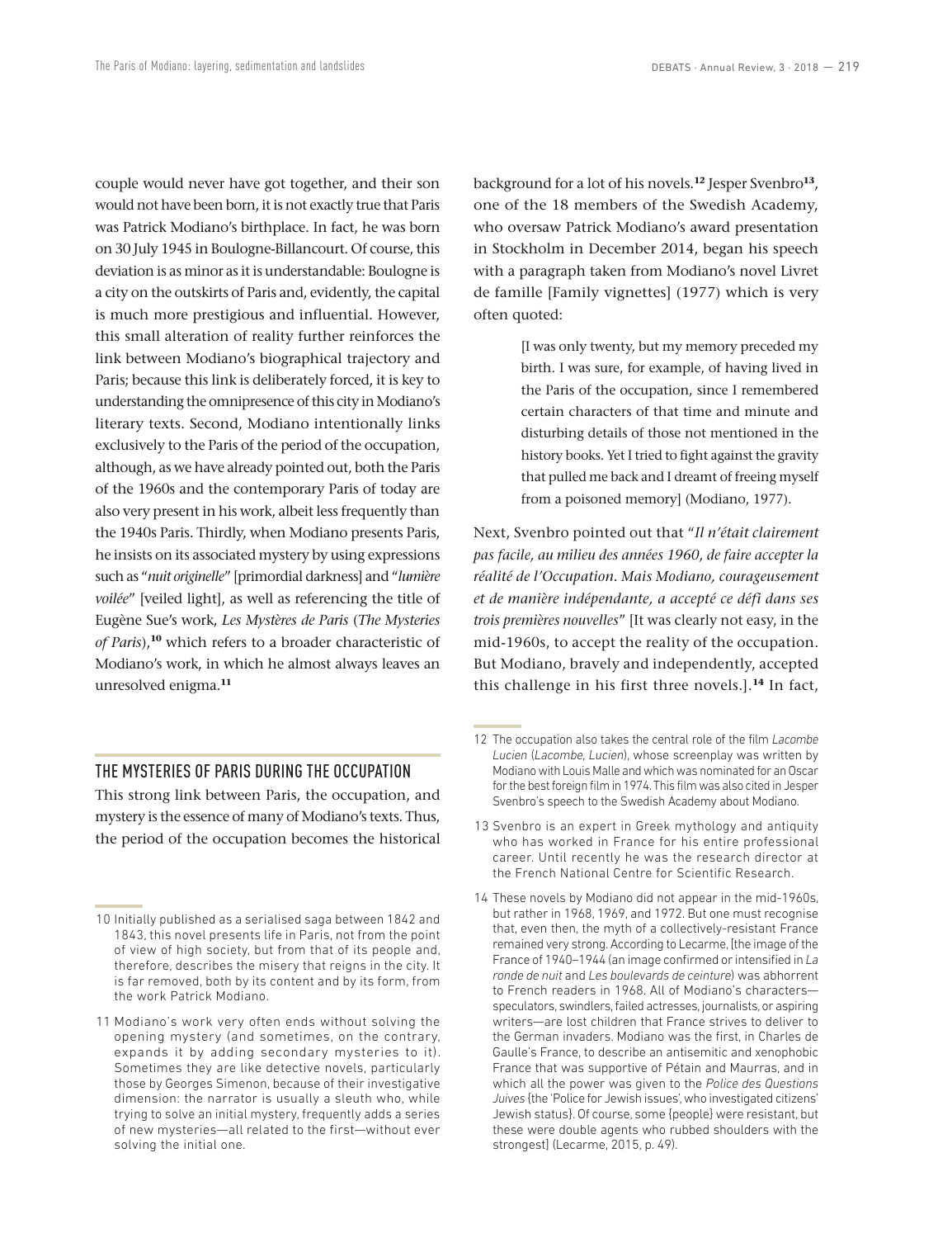couple would never have got together, and their son would not have been born, it is not exactly true that Paris was Patrick Modiano's birthplace. In fact, he was born on 30 July 1945 in Boulogne-Billancourt. Of course, this deviation is as minor as it is understandable: Boulogne is a city on the outskirts of Paris and, evidently, the capital is much more prestigious and influential. However, this small alteration of reality further reinforces the link between Modiano's biographical trajectory and Paris; because this link is deliberately forced, it is key to understanding the omnipresence of this city in Modiano's literary texts. Second, Modiano intentionally links exclusively to the Paris of the period of the occupation, although, as we have already pointed out, both the Paris of the 1960s and the contemporary Paris of today are also very present in his work, albeit less frequently than the 1940s Paris. Thirdly, when Modiano presents Paris, he insists on its associated mystery by using expressions such as "*nuit originelle*" [primordial darkness] and "*lumière voilée*" [veiled light], as well as referencing the title of Eugène Sue's work, *Les Mystères de Paris* (*The Mysteries of Paris*),[10] which refers to a broader characteristic of Modiano's work, in which he almost always leaves an unresolved enigma.[11]

## THE MYSTERIES OF PARIS DURING THE OCCUPATION

This strong link between Paris, the occupation, and mystery is the essence of many of Modiano's texts. Thus, the period of the occupation becomes the historical background for a lot of his novels.[12] Jesper Svenbro[13], one of the 18 members of the Swedish Academy, who oversaw Patrick Modiano's award presentation in Stockholm in December 2014, began his speech with a paragraph taken from Modiano's novel Livret de famille [Family vignettes] (1977) which is very often quoted:

> [I was only twenty, but my memory preceded my birth. I was sure, for example, of having lived in the Paris of the occupation, since I remembered certain characters of that time and minute and disturbing details of those not mentioned in the history books. Yet I tried to fight against the gravity that pulled me back and I dreamt of freeing myself from a poisoned memory] (Modiano, 1977).

Next, Svenbro pointed out that "*Il n'était clairement pas facile, au milieu des années 1960, de faire accepter la réalité de l'Occupation. Mais Modiano, courageusement et de manière indépendante, a accepté ce défi dans ses trois premières nouvelles*" [It was clearly not easy, in the mid-1960s, to accept the reality of the occupation. But Modiano, bravely and independently, accepted this challenge in his first three novels.].[14] In fact,

---

10 Initially published as a serialised saga between 1842 and 1843, this novel presents life in Paris, not from the point of view of high society, but from that of its people and, therefore, describes the misery that reigns in the city. It is far removed, both by its content and by its form, from the work Patrick Modiano.

11 Modiano's work very often ends without solving the opening mystery (and sometimes, on the contrary, expands it by adding secondary mysteries to it). Sometimes they are like detective novels, particularly those by Georges Simenon, because of their investigative dimension: the narrator is usually a sleuth who, while trying to solve an initial mystery, frequently adds a series of new mysteries—all related to the first—without ever solving the initial one.

12 The occupation also takes the central role of the film *Lacombe Lucien* (*Lacombe, Lucien*), whose screenplay was written by Modiano with Louis Malle and which was nominated for an Oscar for the best foreign film in 1974. This film was also cited in Jesper Svenbro's speech to the Swedish Academy about Modiano.

13 Svenbro is an expert in Greek mythology and antiquity who has worked in France for his entire professional career. Until recently he was the research director at the French National Centre for Scientific Research.

14 These novels by Modiano did not appear in the mid-1960s, but rather in 1968, 1969, and 1972. But one must recognise that, even then, the myth of a collectively-resistant France remained very strong. According to Lecarme, [the image of the France of 1940–1944 (an image confirmed or intensified in *La ronde de nuit* and *Les boulevards de ceinture*) was abhorrent to French readers in 1968. All of Modiano's characters—speculators, swindlers, failed actresses, journalists, or aspiring writers—are lost children that France strives to deliver to the German invaders. Modiano was the first, in Charles de Gaulle's France, to describe an antisemitic and xenophobic France that was supportive of Pétain and Maurras, and in which all the power was given to the *Police des Questions Juives* (the 'Police for Jewish issues', who investigated citizens' Jewish status). Of course, some (people) were resistant, but these were double agents who rubbed shoulders with the strongest] (Lecarme, 2015, p. 49).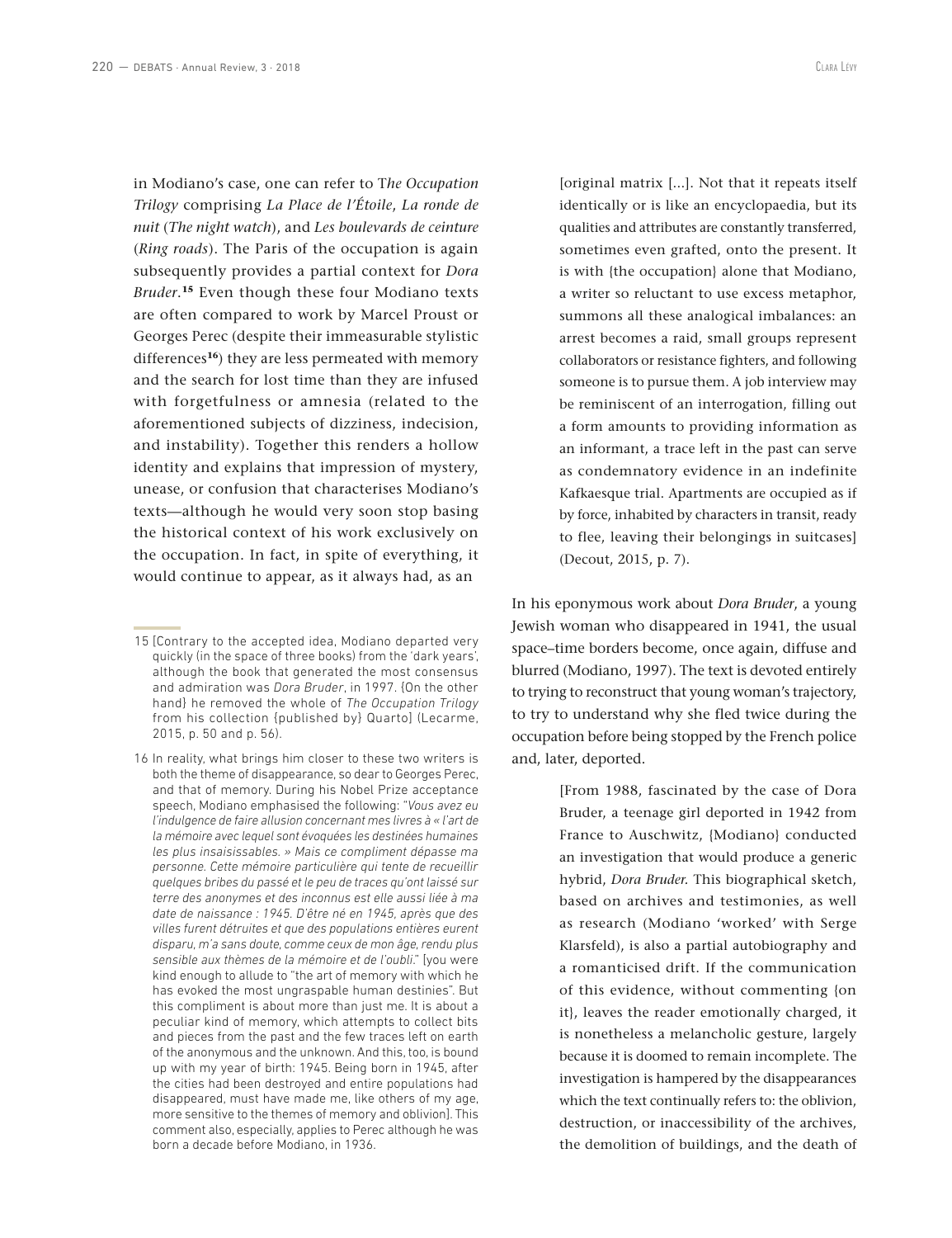in Modiano's case, one can refer to T*he Occupation Trilogy* comprising *La Place de l'Étoile*, *La ronde de nuit* (*The night watch*), and *Les boulevards de ceinture* (*Ring roads*). The Paris of the occupation is again subsequently provides a partial context for *Dora Bruder*.[15] Even though these four Modiano texts are often compared to work by Marcel Proust or Georges Perec (despite their immeasurable stylistic differences[16]) they are less permeated with memory and the search for lost time than they are infused with forgetfulness or amnesia (related to the aforementioned subjects of dizziness, indecision, and instability). Together this renders a hollow identity and explains that impression of mystery, unease, or confusion that characterises Modiano's texts—although he would very soon stop basing the historical context of his work exclusively on the occupation. In fact, in spite of everything, it would continue to appear, as it always had, as an

> [original matrix [...]. Not that it repeats itself identically or is like an encyclopaedia, but its qualities and attributes are constantly transferred, sometimes even grafted, onto the present. It is with {the occupation} alone that Modiano, a writer so reluctant to use excess metaphor, summons all these analogical imbalances: an arrest becomes a raid, small groups represent collaborators or resistance fighters, and following someone is to pursue them. A job interview may be reminiscent of an interrogation, filling out a form amounts to providing information as an informant, a trace left in the past can serve as condemnatory evidence in an indefinite Kafkaesque trial. Apartments are occupied as if by force, inhabited by characters in transit, ready to flee, leaving their belongings in suitcases] (Decout, 2015, p. 7).

In his eponymous work about *Dora Bruder*, a young Jewish woman who disappeared in 1941, the usual space–time borders become, once again, diffuse and blurred (Modiano, 1997). The text is devoted entirely to trying to reconstruct that young woman's trajectory, to try to understand why she fled twice during the occupation before being stopped by the French police and, later, deported.

> [From 1988, fascinated by the case of Dora Bruder, a teenage girl deported in 1942 from France to Auschwitz, {Modiano} conducted an investigation that would produce a generic hybrid, *Dora Bruder*. This biographical sketch, based on archives and testimonies, as well as research (Modiano 'worked' with Serge Klarsfeld), is also a partial autobiography and a romanticised drift. If the communication of this evidence, without commenting {on it}, leaves the reader emotionally charged, it is nonetheless a melancholic gesture, largely because it is doomed to remain incomplete. The investigation is hampered by the disappearances which the text continually refers to: the oblivion, destruction, or inaccessibility of the archives, the demolition of buildings, and the death of

---

15 [Contrary to the accepted idea, Modiano departed very quickly (in the space of three books) from the 'dark years', although the book that generated the most consensus and admiration was *Dora Bruder*, in 1997. {On the other hand} he removed the whole of *The Occupation Trilogy* from his collection {published by} Quarto] (Lecarme, 2015, p. 50 and p. 56).

16 In reality, what brings him closer to these two writers is both the theme of disappearance, so dear to Georges Perec, and that of memory. During his Nobel Prize acceptance speech, Modiano emphasised the following: "*Vous avez eu l'indulgence de faire allusion concernant mes livres à « l'art de la mémoire avec lequel sont évoquées les destinées humaines les plus insaisissables. » Mais ce compliment dépasse ma personne. Cette mémoire particulière qui tente de recueillir quelques bribes du passé et le peu de traces qu'ont laissé sur terre des anonymes et des inconnus est elle aussi liée à ma date de naissance : 1945. D'être né en 1945, après que des villes furent détruites et que des populations entières eurent disparu, m'a sans doute, comme ceux de mon âge, rendu plus sensible aux thèmes de la mémoire et de l'oubli.*" [you were kind enough to allude to "the art of memory with which he has evoked the most ungraspable human destinies". But this compliment is about more than just me. It is about a peculiar kind of memory, which attempts to collect bits and pieces from the past and the few traces left on earth of the anonymous and the unknown. And this, too, is bound up with my year of birth: 1945. Being born in 1945, after the cities had been destroyed and entire populations had disappeared, must have made me, like others of my age, more sensitive to the themes of memory and oblivion]. This comment also, especially, applies to Perec although he was born a decade before Modiano, in 1936.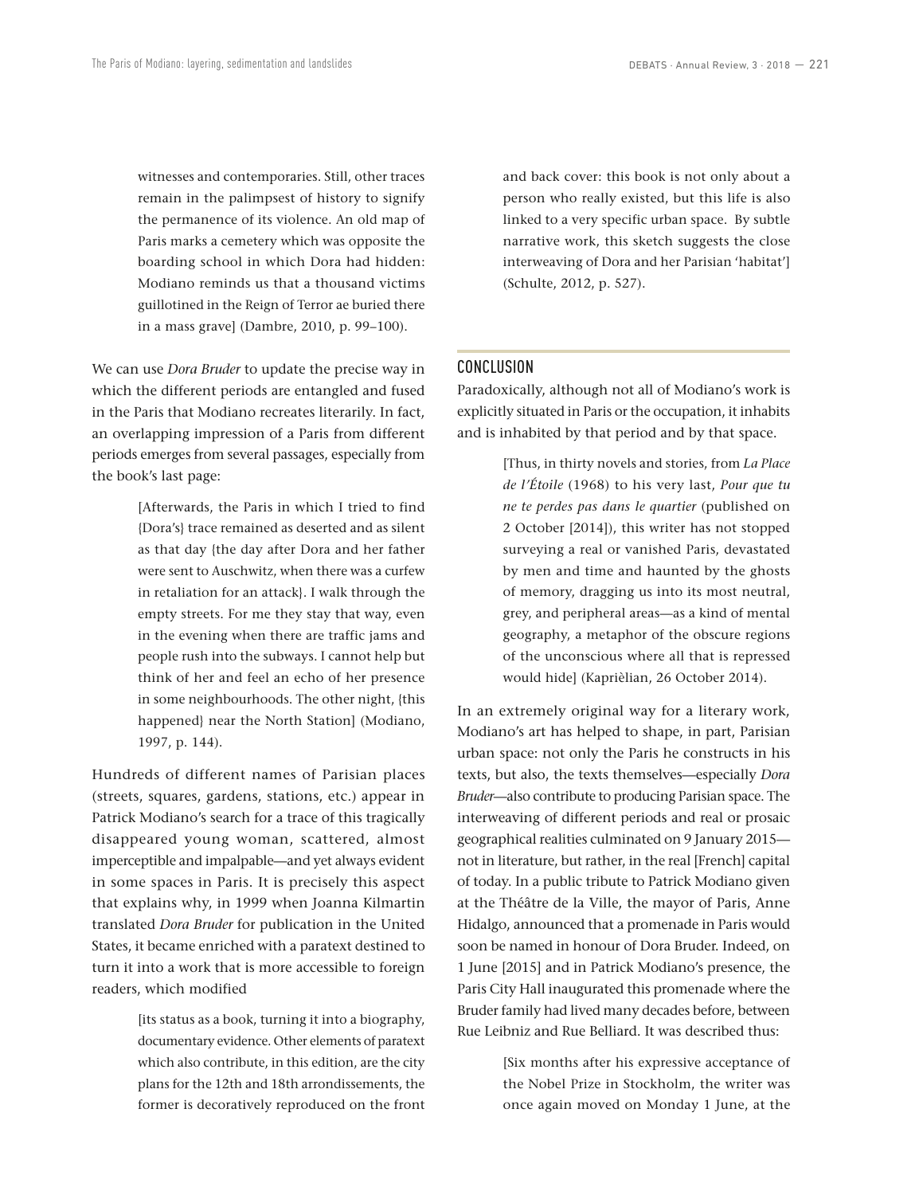witnesses and contemporaries. Still, other traces remain in the palimpsest of history to signify the permanence of its violence. An old map of Paris marks a cemetery which was opposite the boarding school in which Dora had hidden: Modiano reminds us that a thousand victims guillotined in the Reign of Terror ae buried there in a mass grave] (Dambre, 2010, p. 99–100).

We can use *Dora Bruder* to update the precise way in which the different periods are entangled and fused in the Paris that Modiano recreates literarily. In fact, an overlapping impression of a Paris from different periods emerges from several passages, especially from the book's last page:

> [Afterwards, the Paris in which I tried to find {Dora's} trace remained as deserted and as silent as that day {the day after Dora and her father were sent to Auschwitz, when there was a curfew in retaliation for an attack}. I walk through the empty streets. For me they stay that way, even in the evening when there are traffic jams and people rush into the subways. I cannot help but think of her and feel an echo of her presence in some neighbourhoods. The other night, {this happened} near the North Station] (Modiano, 1997, p. 144).

Hundreds of different names of Parisian places (streets, squares, gardens, stations, etc.) appear in Patrick Modiano's search for a trace of this tragically disappeared young woman, scattered, almost imperceptible and impalpable—and yet always evident in some spaces in Paris. It is precisely this aspect that explains why, in 1999 when Joanna Kilmartin translated *Dora Bruder* for publication in the United States, it became enriched with a paratext destined to turn it into a work that is more accessible to foreign readers, which modified

> [its status as a book, turning it into a biography, documentary evidence. Other elements of paratext which also contribute, in this edition, are the city plans for the 12th and 18th arrondissements, the former is decoratively reproduced on the front and back cover: this book is not only about a person who really existed, but this life is also linked to a very specific urban space. By subtle narrative work, this sketch suggests the close interweaving of Dora and her Parisian 'habitat'] (Schulte, 2012, p. 527).

## CONCLUSION

Paradoxically, although not all of Modiano's work is explicitly situated in Paris or the occupation, it inhabits and is inhabited by that period and by that space.

> [Thus, in thirty novels and stories, from *La Place de l'Étoile* (1968) to his very last, *Pour que tu ne te perdes pas dans le quartier* (published on 2 October [2014]), this writer has not stopped surveying a real or vanished Paris, devastated by men and time and haunted by the ghosts of memory, dragging us into its most neutral, grey, and peripheral areas—as a kind of mental geography, a metaphor of the obscure regions of the unconscious where all that is repressed would hide] (Kaprièlian, 26 October 2014).

In an extremely original way for a literary work, Modiano's art has helped to shape, in part, Parisian urban space: not only the Paris he constructs in his texts, but also, the texts themselves—especially *Dora Bruder*—also contribute to producing Parisian space. The interweaving of different periods and real or prosaic geographical realities culminated on 9 January 2015—not in literature, but rather, in the real [French] capital of today. In a public tribute to Patrick Modiano given at the Théâtre de la Ville, the mayor of Paris, Anne Hidalgo, announced that a promenade in Paris would soon be named in honour of Dora Bruder. Indeed, on 1 June [2015] and in Patrick Modiano's presence, the Paris City Hall inaugurated this promenade where the Bruder family had lived many decades before, between Rue Leibniz and Rue Belliard. It was described thus:

> [Six months after his expressive acceptance of the Nobel Prize in Stockholm, the writer was once again moved on Monday 1 June, at the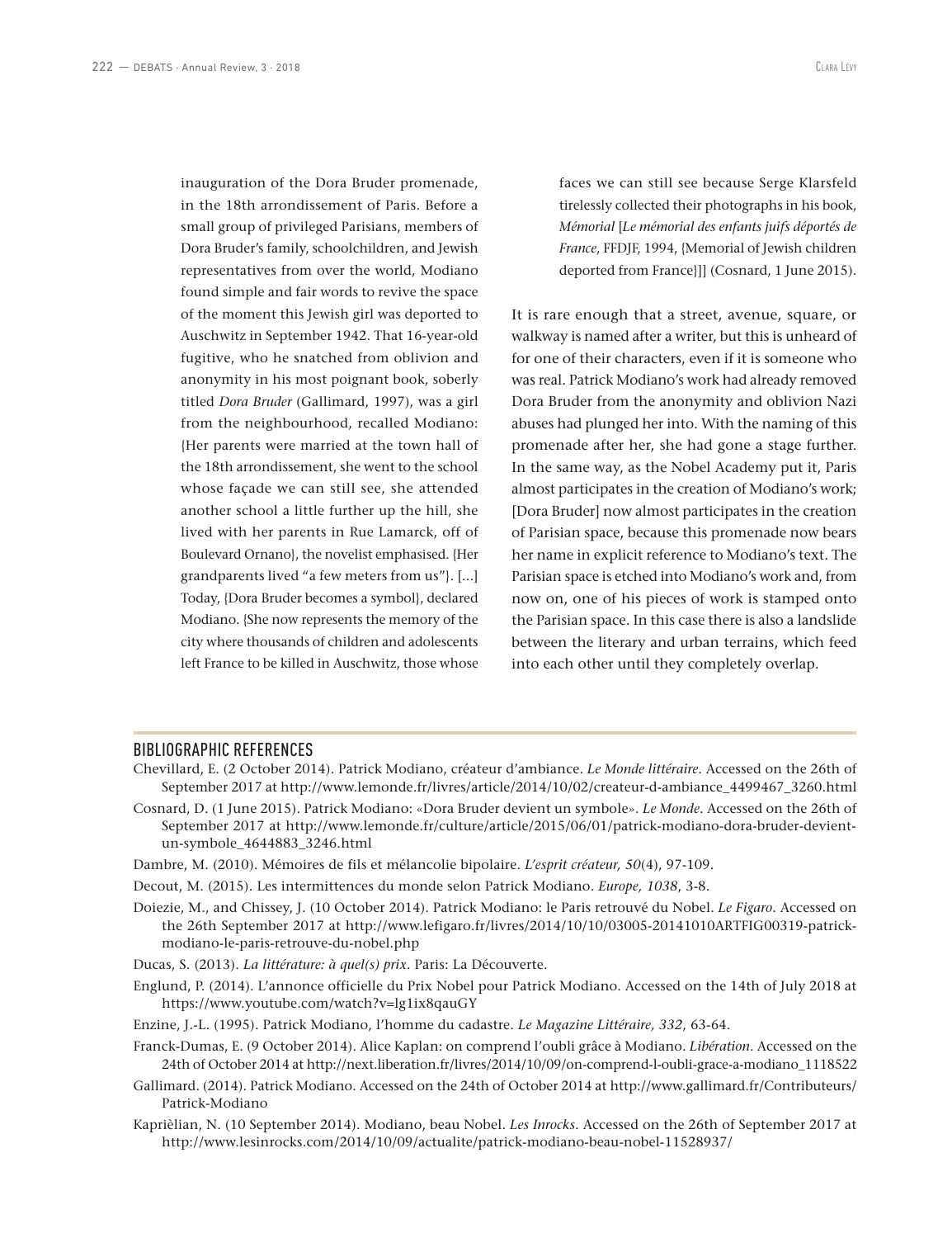inauguration of the Dora Bruder promenade, in the 18th arrondissement of Paris. Before a small group of privileged Parisians, members of Dora Bruder's family, schoolchildren, and Jewish representatives from over the world, Modiano found simple and fair words to revive the space of the moment this Jewish girl was deported to Auschwitz in September 1942. That 16-year-old fugitive, who he snatched from oblivion and anonymity in his most poignant book, soberly titled *Dora Bruder* (Gallimard, 1997), was a girl from the neighbourhood, recalled Modiano: {Her parents were married at the town hall of the 18th arrondissement, she went to the school whose façade we can still see, she attended another school a little further up the hill, she lived with her parents in Rue Lamarck, off of Boulevard Ornano}, the novelist emphasised. {Her grandparents lived "a few meters from us"}. [...] Today, {Dora Bruder becomes a symbol}, declared Modiano. {She now represents the memory of the city where thousands of children and adolescents left France to be killed in Auschwitz, those whose faces we can still see because Serge Klarsfeld tirelessly collected their photographs in his book, *Mémorial* [*Le mémorial des enfants juifs déportés de France*, FFDJF, 1994, {Memorial of Jewish children deported from France}]] (Cosnard, 1 June 2015).

It is rare enough that a street, avenue, square, or walkway is named after a writer, but this is unheard of for one of their characters, even if it is someone who was real. Patrick Modiano's work had already removed Dora Bruder from the anonymity and oblivion Nazi abuses had plunged her into. With the naming of this promenade after her, she had gone a stage further. In the same way, as the Nobel Academy put it, Paris almost participates in the creation of Modiano's work; [Dora Bruder] now almost participates in the creation of Parisian space, because this promenade now bears her name in explicit reference to Modiano's text. The Parisian space is etched into Modiano's work and, from now on, one of his pieces of work is stamped onto the Parisian space. In this case there is also a landslide between the literary and urban terrains, which feed into each other until they completely overlap.

## BIBLIOGRAPHIC REFERENCES

Chevillard, E. (2 October 2014). Patrick Modiano, créateur d'ambiance. *Le Monde littéraire*. Accessed on the 26th of September 2017 at http://www.lemonde.fr/livres/article/2014/10/02/createur-d-ambiance_4499467_3260.html

Cosnard, D. (1 June 2015). Patrick Modiano: «Dora Bruder devient un symbole». *Le Monde*. Accessed on the 26th of September 2017 at http://www.lemonde.fr/culture/article/2015/06/01/patrick-modiano-dora-bruder-devient-un-symbole_4644883_3246.html

Dambre, M. (2010). Mémoires de fils et mélancolie bipolaire. *L'esprit créateur, 50*(4), 97-109.

Decout, M. (2015). Les intermittences du monde selon Patrick Modiano. *Europe, 1038*, 3-8.

Doiezie, M., and Chissey, J. (10 October 2014). Patrick Modiano: le Paris retrouvé du Nobel. *Le Figaro*. Accessed on the 26th September 2017 at http://www.lefigaro.fr/livres/2014/10/10/03005-20141010ARTFIG00319-patrick-modiano-le-paris-retrouve-du-nobel.php

Ducas, S. (2013). *La littérature: à quel(s) prix*. Paris: La Découverte.

Englund, P. (2014). L'annonce officielle du Prix Nobel pour Patrick Modiano. Accessed on the 14th of July 2018 at https://www.youtube.com/watch?v=lg1ix8qauGY

Enzine, J.-L. (1995). Patrick Modiano, l'homme du cadastre. *Le Magazine Littéraire, 332*, 63-64.

Franck-Dumas, E. (9 October 2014). Alice Kaplan: on comprend l'oubli grâce à Modiano. *Libération*. Accessed on the 24th of October 2014 at http://next.liberation.fr/livres/2014/10/09/on-comprend-l-oubli-grace-a-modiano_1118522

Gallimard. (2014). Patrick Modiano. Accessed on the 24th of October 2014 at http://www.gallimard.fr/Contributeurs/Patrick-Modiano

Kaprièlian, N. (10 September 2014). Modiano, beau Nobel. *Les Inrocks*. Accessed on the 26th of September 2017 at http://www.lesinrocks.com/2014/10/09/actualite/patrick-modiano-beau-nobel-11528937/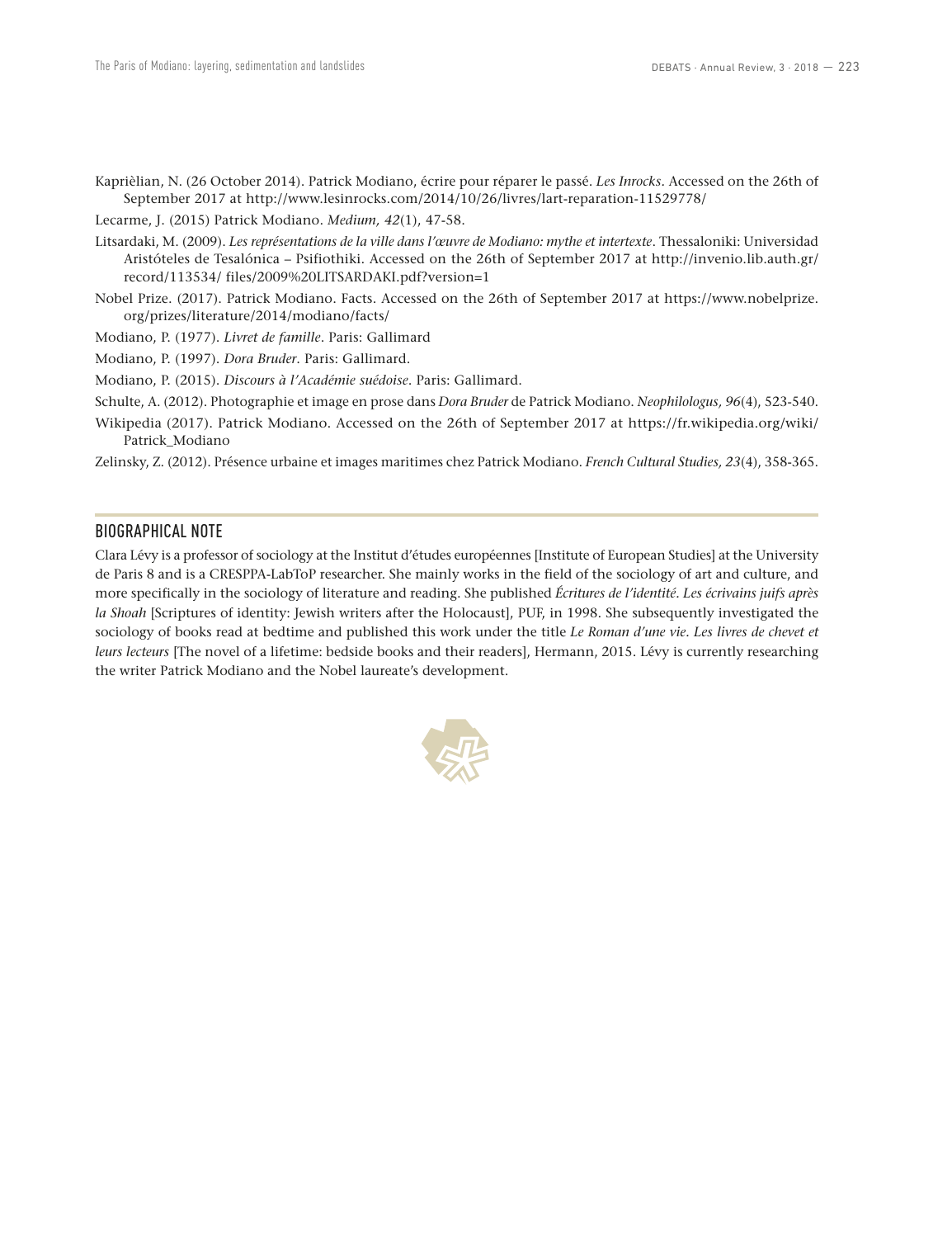Kaprièlian, N. (26 October 2014). Patrick Modiano, écrire pour réparer le passé. *Les Inrocks*. Accessed on the 26th of September 2017 at http://www.lesinrocks.com/2014/10/26/livres/lart-reparation-11529778/

Lecarme, J. (2015) Patrick Modiano. *Medium, 42*(1), 47-58.

Litsardaki, M. (2009). *Les représentations de la ville dans l'œuvre de Modiano: mythe et intertexte*. Thessaloniki: Universidad Aristóteles de Tesalónica – Psifiothiki. Accessed on the 26th of September 2017 at http://invenio.lib.auth.gr/record/113534/ files/2009%20LITSARDAKI.pdf?version=1

Nobel Prize. (2017). Patrick Modiano. Facts. Accessed on the 26th of September 2017 at https://www.nobelprize.org/prizes/literature/2014/modiano/facts/

Modiano, P. (1977). *Livret de famille*. Paris: Gallimard

Modiano, P. (1997). *Dora Bruder*. Paris: Gallimard.

Modiano, P. (2015). *Discours à l'Académie suédoise*. Paris: Gallimard.

Schulte, A. (2012). Photographie et image en prose dans *Dora Bruder* de Patrick Modiano. *Neophilologus, 96*(4), 523-540.

Wikipedia (2017). Patrick Modiano. Accessed on the 26th of September 2017 at https://fr.wikipedia.org/wiki/Patrick_Modiano

Zelinsky, Z. (2012). Présence urbaine et images maritimes chez Patrick Modiano. *French Cultural Studies, 23*(4), 358-365.

## BIOGRAPHICAL NOTE

Clara Lévy is a professor of sociology at the Institut d'études européennes [Institute of European Studies] at the University de Paris 8 and is a CRESPPA-LabToP researcher. She mainly works in the field of the sociology of art and culture, and more specifically in the sociology of literature and reading. She published *Écritures de l'identité. Les écrivains juifs après la Shoah* [Scriptures of identity: Jewish writers after the Holocaust], PUF, in 1998. She subsequently investigated the sociology of books read at bedtime and published this work under the title *Le Roman d'une vie. Les livres de chevet et leurs lecteurs* [The novel of a lifetime: bedside books and their readers], Hermann, 2015. Lévy is currently researching the writer Patrick Modiano and the Nobel laureate's development.